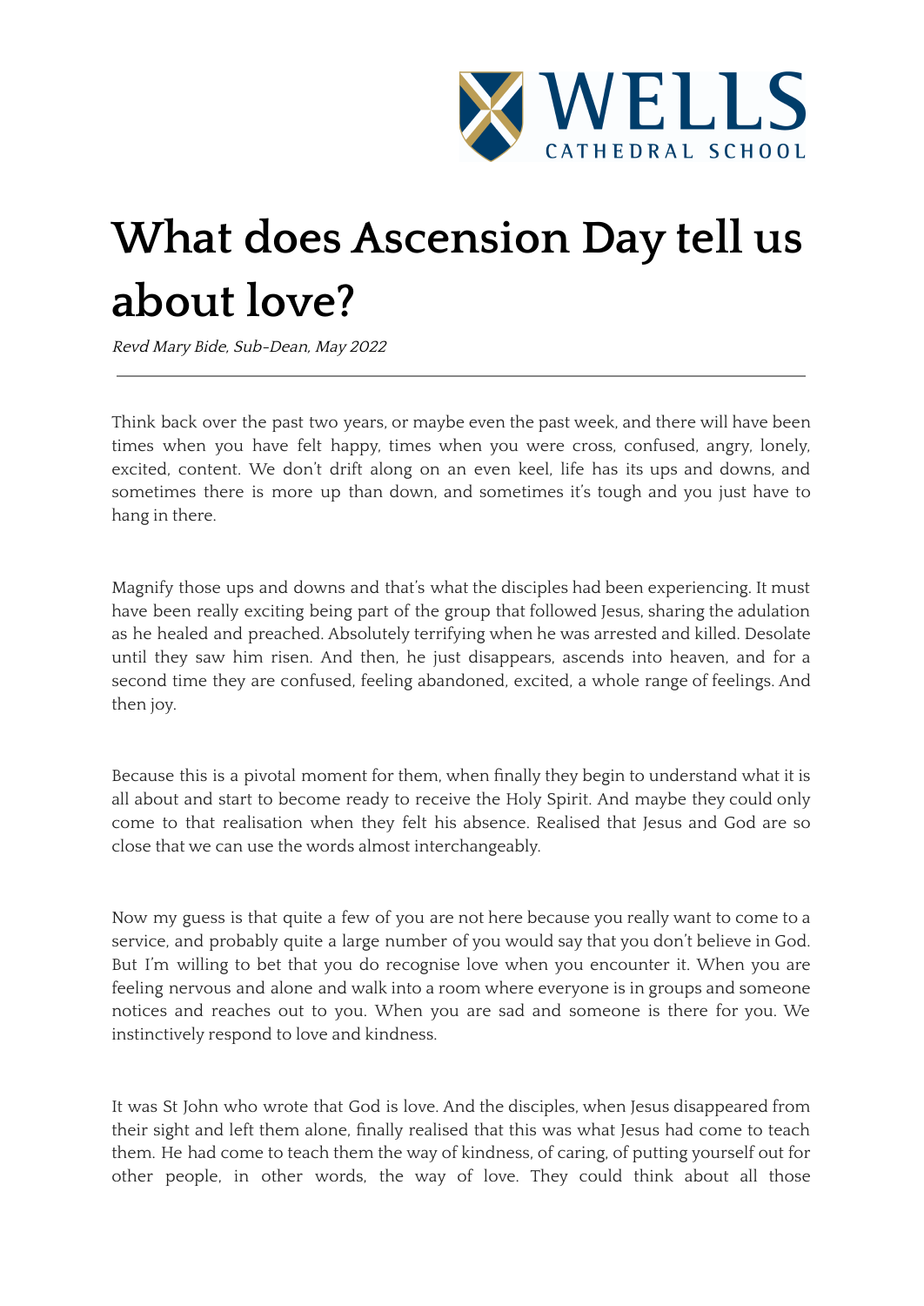# What does Ascension Day tell us about love?

*Revd Mary Bide, Sub-Dean, May 2022*

---

Think back over the past two years, or maybe even the past week, and there will have been times when you have felt happy, times when you were cross, confused, angry, lonely, excited, content. We don't drift along on an even keel, life has its ups and downs, and sometimes there is more up than down, and sometimes it's tough and you just have to hang in there.

Magnify those ups and downs and that's what the disciples had been experiencing. It must have been really exciting being part of the group that followed Jesus, sharing the adulation as he healed and preached. Absolutely terrifying when he was arrested and killed. Desolate until they saw him risen. And then, he just disappears, ascends into heaven, and for a second time they are confused, feeling abandoned, excited, a whole range of feelings. And then joy.

Because this is a pivotal moment for them, when finally they begin to understand what it is all about and start to become ready to receive the Holy Spirit. And maybe they could only come to that realisation when they felt his absence. Realised that Jesus and God are so close that we can use the words almost interchangeably.

Now my guess is that quite a few of you are not here because you really want to come to a service, and probably quite a large number of you would say that you don't believe in God. But I'm willing to bet that you do recognise love when you encounter it. When you are feeling nervous and alone and walk into a room where everyone is in groups and someone notices and reaches out to you. When you are sad and someone is there for you. We instinctively respond to love and kindness.

It was St John who wrote that God is love. And the disciples, when Jesus disappeared from their sight and left them alone, finally realised that this was what Jesus had come to teach them. He had come to teach them the way of kindness, of caring, of putting yourself out for other people, in other words, the way of love. They could think about all those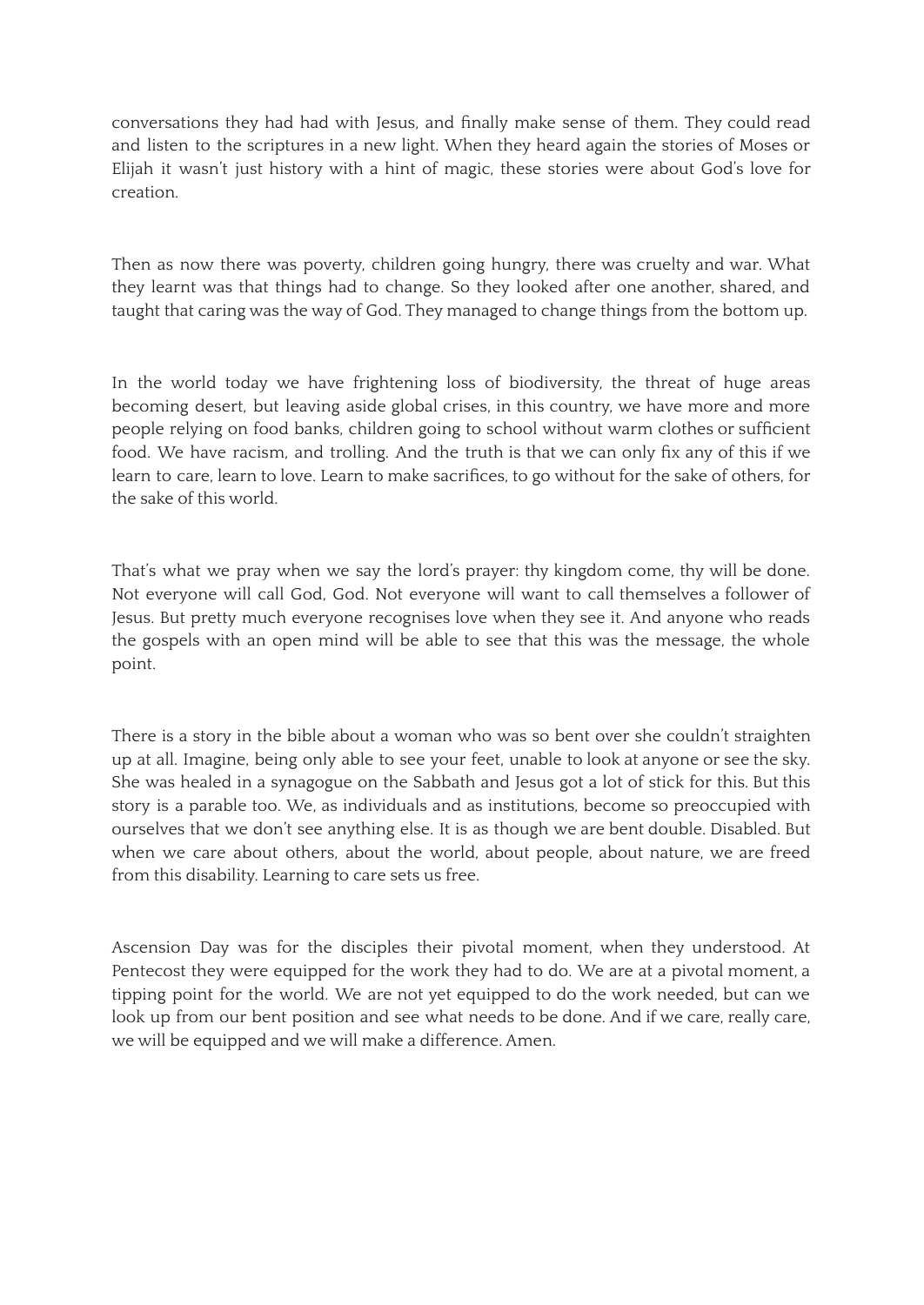conversations they had had with Jesus, and finally make sense of them. They could read and listen to the scriptures in a new light. When they heard again the stories of Moses or Elijah it wasn't just history with a hint of magic, these stories were about God's love for creation.

Then as now there was poverty, children going hungry, there was cruelty and war. What they learnt was that things had to change. So they looked after one another, shared, and taught that caring was the way of God. They managed to change things from the bottom up.

In the world today we have frightening loss of biodiversity, the threat of huge areas becoming desert, but leaving aside global crises, in this country, we have more and more people relying on food banks, children going to school without warm clothes or sufficient food. We have racism, and trolling. And the truth is that we can only fix any of this if we learn to care, learn to love. Learn to make sacrifices, to go without for the sake of others, for the sake of this world.

That's what we pray when we say the lord's prayer: thy kingdom come, thy will be done. Not everyone will call God, God. Not everyone will want to call themselves a follower of Jesus. But pretty much everyone recognises love when they see it. And anyone who reads the gospels with an open mind will be able to see that this was the message, the whole point.

There is a story in the bible about a woman who was so bent over she couldn't straighten up at all. Imagine, being only able to see your feet, unable to look at anyone or see the sky. She was healed in a synagogue on the Sabbath and Jesus got a lot of stick for this. But this story is a parable too. We, as individuals and as institutions, become so preoccupied with ourselves that we don't see anything else. It is as though we are bent double. Disabled. But when we care about others, about the world, about people, about nature, we are freed from this disability. Learning to care sets us free.

Ascension Day was for the disciples their pivotal moment, when they understood. At Pentecost they were equipped for the work they had to do. We are at a pivotal moment, a tipping point for the world. We are not yet equipped to do the work needed, but can we look up from our bent position and see what needs to be done. And if we care, really care, we will be equipped and we will make a difference. Amen.